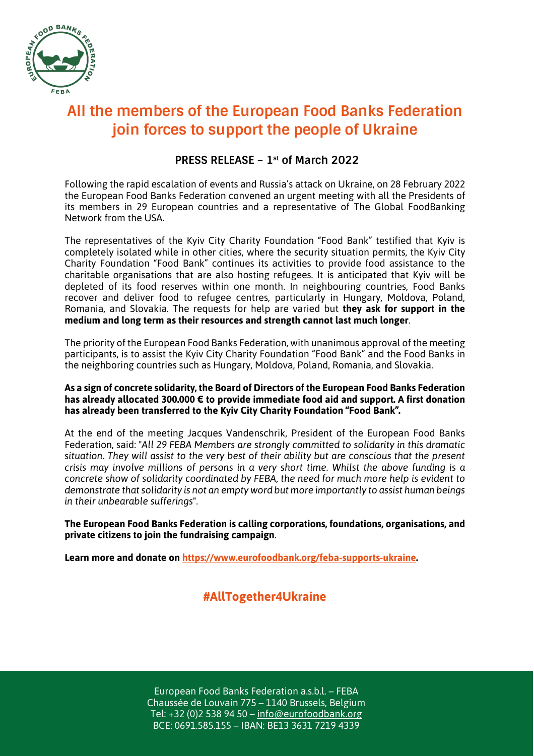# All the members of the European Food Banks Federation join forces to support the people of Ukraine

## PRESS RELEASE – 1st of March 2022

Following the rapid escalation of events and Russia's attack on Ukraine, on 28 February 2022 the European Food Banks Federation convened an urgent meeting with all the Presidents of its members in 29 European countries and a representative of The Global FoodBanking Network from the USA.

The representatives of the Kyiv City Charity Foundation "Food Bank" testified that Kyiv is completely isolated while in other cities, where the security situation permits, the Kyiv City Charity Foundation "Food Bank" continues its activities to provide food assistance to the charitable organisations that are also hosting refugees. It is anticipated that Kyiv will be depleted of its food reserves within one month. In neighbouring countries, Food Banks recover and deliver food to refugee centres, particularly in Hungary, Moldova, Poland, Romania, and Slovakia. The requests for help are varied but **they ask for support in the medium and long term as their resources and strength cannot last much longer**.

The priority of the European Food Banks Federation, with unanimous approval of the meeting participants, is to assist the Kyiv City Charity Foundation "Food Bank" and the Food Banks in the neighboring countries such as Hungary, Moldova, Poland, Romania, and Slovakia.

**As a sign of concrete solidarity, the Board of Directors of the European Food Banks Federation has already allocated 300.000 € to provide immediate food aid and support. A first donation has already been transferred to the Kyiv City Charity Foundation "Food Bank".**

At the end of the meeting Jacques Vandenschrik, President of the European Food Banks Federation, said: "*All 29 FEBA Members are strongly committed to solidarity in this dramatic situation. They will assist to the very best of their ability but are conscious that the present crisis may involve millions of persons in a very short time. Whilst the above funding is a concrete show of solidarity coordinated by FEBA, the need for much more help is evident to demonstrate that solidarity is not an empty word but more importantly to assist human beings in their unbearable sufferings*".

**The European Food Banks Federation is calling corporations, foundations, organisations, and private citizens to join the fundraising campaign**.

**Learn more and donate on [https://www.eurofoodbank.org/feba-supports-ukraine](https://www.eurofoodbank.org/feba-supports-ukraine).**

**#AllTogether4Ukraine**

European Food Banks Federation a.s.b.l. – FEBA
Chaussée de Louvain 775 – 1140 Brussels, Belgium
Tel: +32 (0)2 538 94 50 – info@eurofoodbank.org
BCE: 0691.585.155 – IBAN: BE13 3631 7219 4339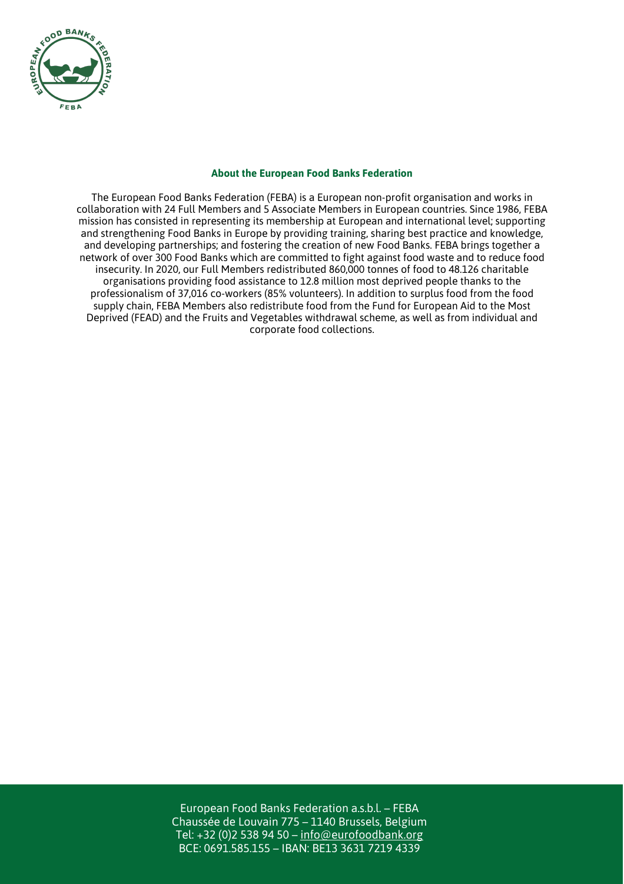### About the European Food Banks Federation

The European Food Banks Federation (FEBA) is a European non-profit organisation and works in collaboration with 24 Full Members and 5 Associate Members in European countries. Since 1986, FEBA mission has consisted in representing its membership at European and international level; supporting and strengthening Food Banks in Europe by providing training, sharing best practice and knowledge, and developing partnerships; and fostering the creation of new Food Banks. FEBA brings together a network of over 300 Food Banks which are committed to fight against food waste and to reduce food insecurity. In 2020, our Full Members redistributed 860,000 tonnes of food to 48.126 charitable organisations providing food assistance to 12.8 million most deprived people thanks to the professionalism of 37,016 co-workers (85% volunteers). In addition to surplus food from the food supply chain, FEBA Members also redistribute food from the Fund for European Aid to the Most Deprived (FEAD) and the Fruits and Vegetables withdrawal scheme, as well as from individual and corporate food collections.

European Food Banks Federation a.s.b.l. – FEBA
Chaussée de Louvain 775 – 1140 Brussels, Belgium
Tel: +32 (0)2 538 94 50 – info@eurofoodbank.org
BCE: 0691.585.155 – IBAN: BE13 3631 7219 4339